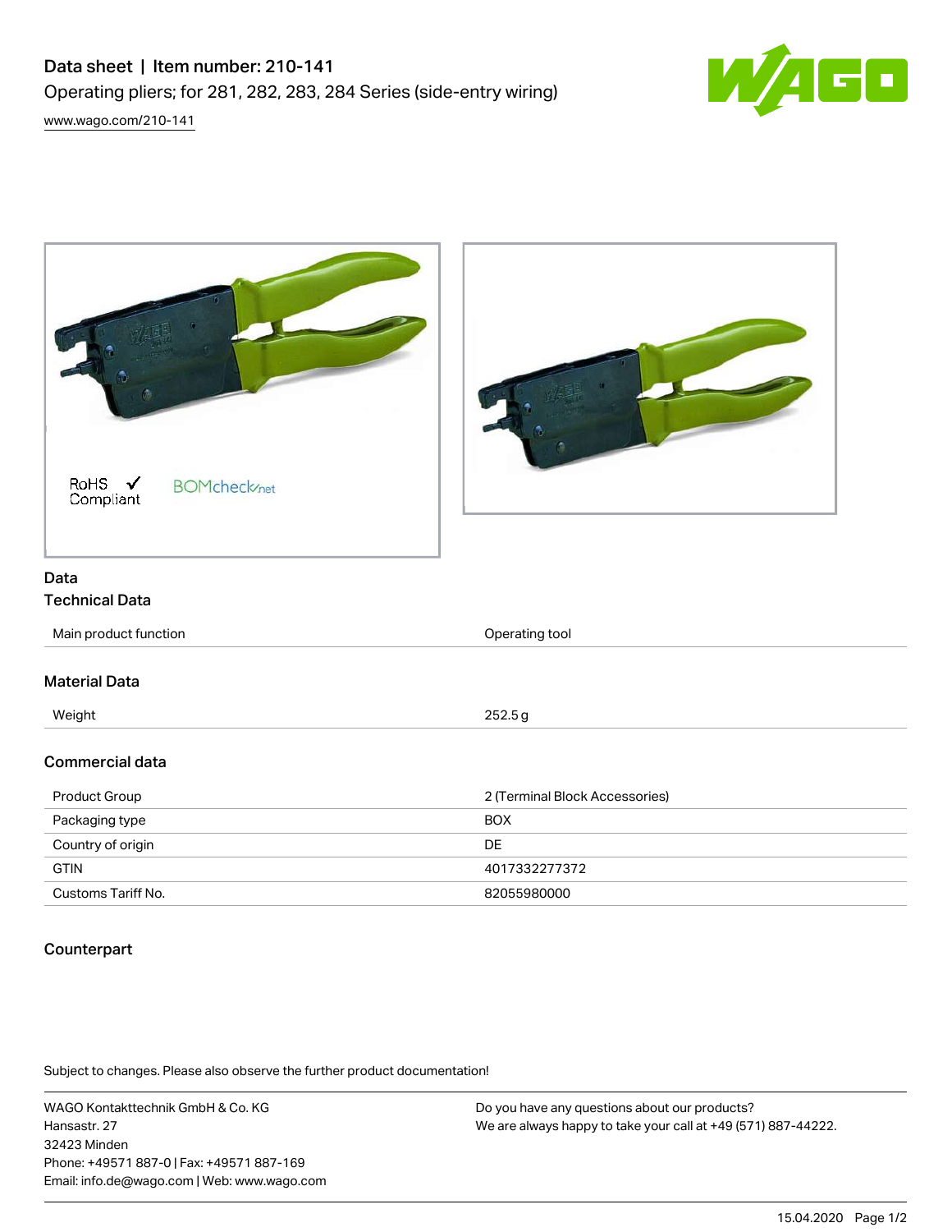# Data sheet | Item number: 210-141

Operating pliers; for 281, 282, 283, 284 Series (side-entry wiring)

www.wago.com/210-141

RoHS ✓ Compliant BOMcheck.net

## Data

### Technical Data

| | |
|---|---|
| Main product function | Operating tool |

### Material Data

| | |
|---|---|
| Weight | 252.5 g |

### Commercial data

| | |
|---|---|
| Product Group | 2 (Terminal Block Accessories) |
| Packaging type | BOX |
| Country of origin | DE |
| GTIN | 4017332277372 |
| Customs Tariff No. | 82055980000 |

### Counterpart

Subject to changes. Please also observe the further product documentation!

WAGO Kontakttechnik GmbH & Co. KG
Hansastr. 27
32423 Minden
Phone: +49571 887-0 | Fax: +49571 887-169
Email: info.de@wago.com | Web: www.wago.com

Do you have any questions about our products?
We are always happy to take your call at +49 (571) 887-44222.

15.04.2020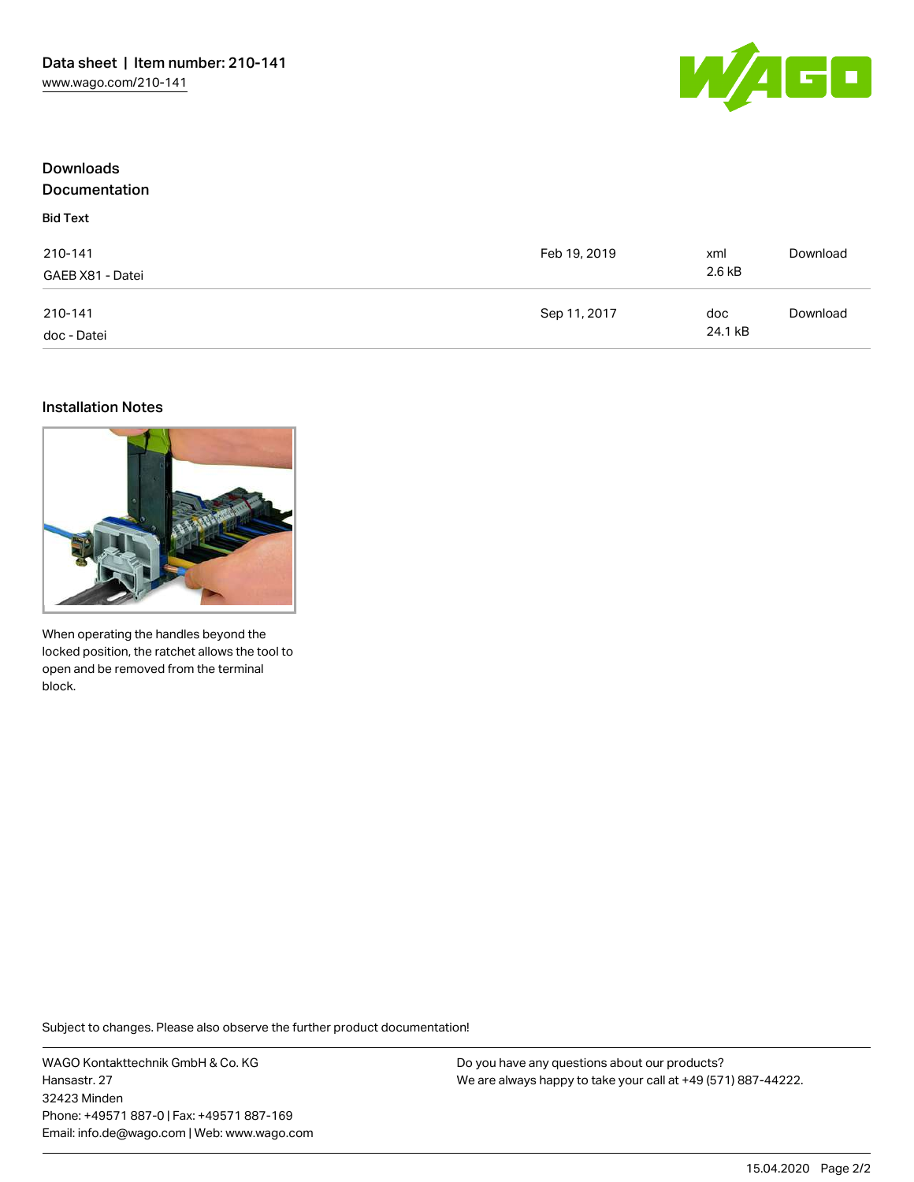## Downloads

### Documentation

**Bid Text**

| | | | |
|---|---|---|---|
| 210-141<br>GAEB X81 - Datei | Feb 19, 2019 | xml<br>2.6 kB | Download |
| 210-141<br>doc - Datei | Sep 11, 2017 | doc<br>24.1 kB | Download |

### Installation Notes

When operating the handles beyond the locked position, the ratchet allows the tool to open and be removed from the terminal block.

Subject to changes. Please also observe the further product documentation!

WAGO Kontakttechnik GmbH & Co. KG
Hansastr. 27
32423 Minden
Phone: +49571 887-0 | Fax: +49571 887-169
Email: info.de@wago.com | Web: www.wago.com

Do you have any questions about our products?
We are always happy to take your call at +49 (571) 887-44222.